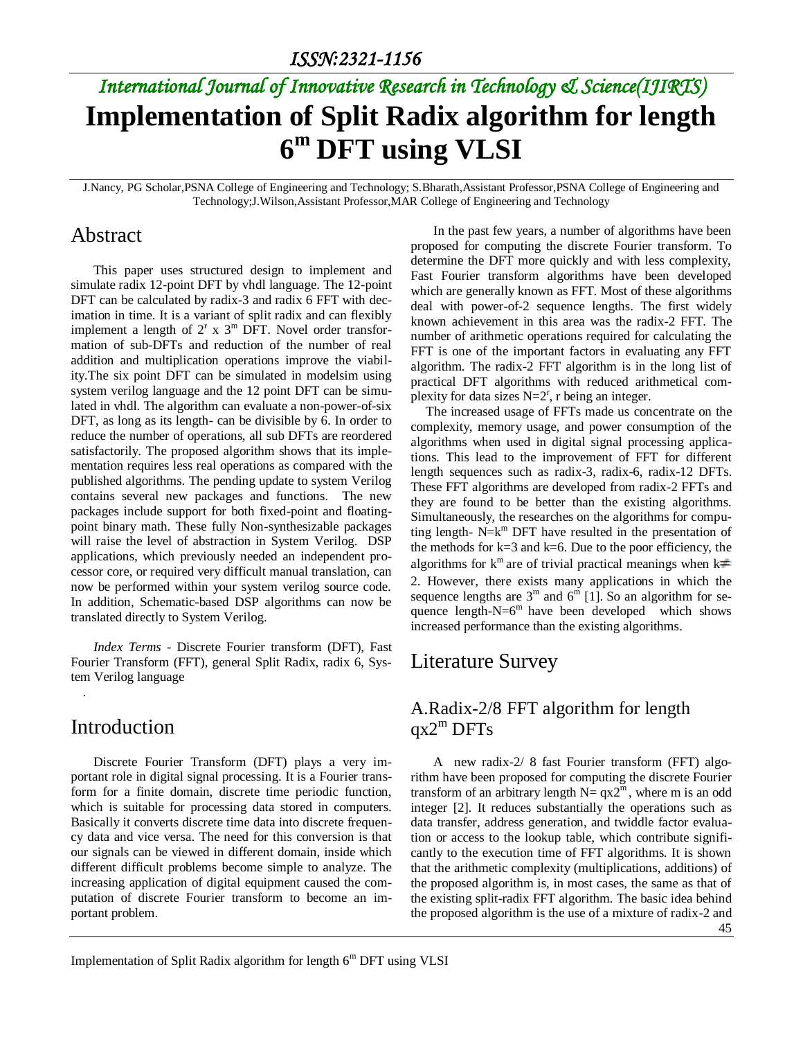# Implementation of Split Radix algorithm for length $6^m$ DFT using VLSI

J.Nancy, PG Scholar,PSNA College of Engineering and Technology; S.Bharath,Assistant Professor,PSNA College of Engineering and Technology;J.Wilson,Assistant Professor,MAR College of Engineering and Technology

## Abstract

This paper uses structured design to implement and simulate radix 12-point DFT by vhdl language. The 12-point DFT can be calculated by radix-3 and radix 6 FFT with decimation in time. It is a variant of split radix and can flexibly implement a length of $2^r \times 3^m$ DFT. Novel order transformation of sub-DFTs and reduction of the number of real addition and multiplication operations improve the viability.The six point DFT can be simulated in modelsim using system verilog language and the 12 point DFT can be simulated in vhdl. The algorithm can evaluate a non-power-of-six DFT, as long as its length- can be divisible by 6. In order to reduce the number of operations, all sub DFTs are reordered satisfactorily. The proposed algorithm shows that its implementation requires less real operations as compared with the published algorithms. The pending update to system Verilog contains several new packages and functions. The new packages include support for both fixed-point and floating-point binary math. These fully Non-synthesizable packages will raise the level of abstraction in System Verilog. DSP applications, which previously needed an independent processor core, or required very difficult manual translation, can now be performed within your system verilog source code. In addition, Schematic-based DSP algorithms can now be translated directly to System Verilog.

*Index Terms* - Discrete Fourier transform (DFT), Fast Fourier Transform (FFT), general Split Radix, radix 6, System Verilog language

## Introduction

Discrete Fourier Transform (DFT) plays a very important role in digital signal processing. It is a Fourier transform for a finite domain, discrete time periodic function, which is suitable for processing data stored in computers. Basically it converts discrete time data into discrete frequency data and vice versa. The need for this conversion is that our signals can be viewed in different domain, inside which different difficult problems become simple to analyze. The increasing application of digital equipment caused the computation of discrete Fourier transform to become an important problem.

In the past few years, a number of algorithms have been proposed for computing the discrete Fourier transform. To determine the DFT more quickly and with less complexity, Fast Fourier transform algorithms have been developed which are generally known as FFT. Most of these algorithms deal with power-of-2 sequence lengths. The first widely known achievement in this area was the radix-2 FFT. The number of arithmetic operations required for calculating the FFT is one of the important factors in evaluating any FFT algorithm. The radix-2 FFT algorithm is in the long list of practical DFT algorithms with reduced arithmetical complexity for data sizes $N=2^r$, r being an integer.

The increased usage of FFTs made us concentrate on the complexity, memory usage, and power consumption of the algorithms when used in digital signal processing applications. This lead to the improvement of FFT for different length sequences such as radix-3, radix-6, radix-12 DFTs. These FFT algorithms are developed from radix-2 FFTs and they are found to be better than the existing algorithms. Simultaneously, the researches on the algorithms for computing length- $N=k^m$ DFT have resulted in the presentation of the methods for k=3 and k=6. Due to the poor efficiency, the algorithms for $k^m$ are of trivial practical meanings when $k \neq 2$. However, there exists many applications in which the sequence lengths are $3^m$ and $6^m$ [1]. So an algorithm for sequence length-$N=6^m$ have been developed which shows increased performance than the existing algorithms.

## Literature Survey

### A.Radix-2/8 FFT algorithm for length $q \times 2^m$ DFTs

A new radix-2/ 8 fast Fourier transform (FFT) algorithm have been proposed for computing the discrete Fourier transform of an arbitrary length $N= q \times 2^m$, where m is an odd integer [2]. It reduces substantially the operations such as data transfer, address generation, and twiddle factor evaluation or access to the lookup table, which contribute significantly to the execution time of FFT algorithms. It is shown that the arithmetic complexity (multiplications, additions) of the proposed algorithm is, in most cases, the same as that of the existing split-radix FFT algorithm. The basic idea behind the proposed algorithm is the use of a mixture of radix-2 and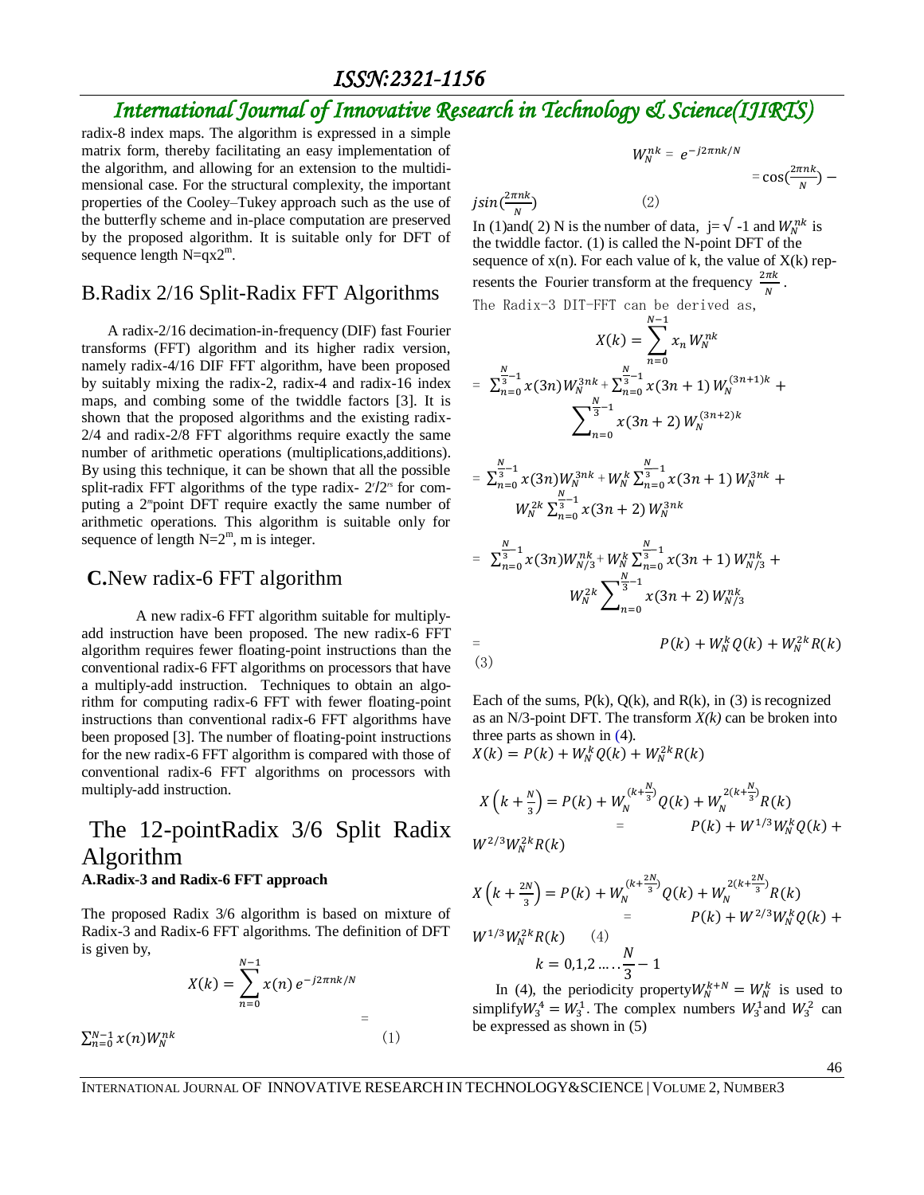radix-8 index maps. The algorithm is expressed in a simple matrix form, thereby facilitating an easy implementation of the algorithm, and allowing for an extension to the multidimensional case. For the structural complexity, the important properties of the Cooley–Tukey approach such as the use of the butterfly scheme and in-place computation are preserved by the proposed algorithm. It is suitable only for DFT of sequence length $N=qx2^m$.

## B.Radix 2/16 Split-Radix FFT Algorithms

A radix-2/16 decimation-in-frequency (DIF) fast Fourier transforms (FFT) algorithm and its higher radix version, namely radix-4/16 DIF FFT algorithm, have been proposed by suitably mixing the radix-2, radix-4 and radix-16 index maps, and combing some of the twiddle factors [3]. It is shown that the proposed algorithms and the existing radix-2/4 and radix-2/8 FFT algorithms require exactly the same number of arithmetic operations (multiplications,additions). By using this technique, it can be shown that all the possible split-radix FFT algorithms of the type radix- $2^r/2^{rs}$ for computing a $2^m$point DFT require exactly the same number of arithmetic operations. This algorithm is suitable only for sequence of length $N=2^m$, m is integer.

## C.New radix-6 FFT algorithm

A new radix-6 FFT algorithm suitable for multiply-add instruction have been proposed. The new radix-6 FFT algorithm requires fewer floating-point instructions than the conventional radix-6 FFT algorithms on processors that have a multiply-add instruction. Techniques to obtain an algorithm for computing radix-6 FFT with fewer floating-point instructions than conventional radix-6 FFT algorithms have been proposed [3]. The number of floating-point instructions for the new radix-6 FFT algorithm is compared with those of conventional radix-6 FFT algorithms on processors with multiply-add instruction.

# The 12-pointRadix 3/6 Split Radix Algorithm

### A.Radix-3 and Radix-6 FFT approach

The proposed Radix 3/6 algorithm is based on mixture of Radix-3 and Radix-6 FFT algorithms. The definition of DFT is given by,

$$X(k) = \sum_{n=0}^{N-1} x(n)\, e^{-j2\pi nk/N} = \sum_{n=0}^{N-1} x(n) W_N^{nk} \quad (1)$$

$$W_N^{nk} = e^{-j2\pi nk/N} = \cos\left(\frac{2\pi nk}{N}\right) - j\sin\left(\frac{2\pi nk}{N}\right) \quad (2)$$

In (1)and( 2) N is the number of data, $j=\sqrt{-1}$ and $W_N^{nk}$ is the twiddle factor. (1) is called the N-point DFT of the sequence of x(n). For each value of k, the value of X(k) represents the Fourier transform at the frequency $\frac{2\pi k}{N}$.

The Radix-3 DIT-FFT can be derived as,

$$X(k) = \sum_{n=0}^{N-1} x_n W_N^{nk}$$

$$= \sum_{n=0}^{\frac{N}{3}-1} x(3n) W_N^{3nk} + \sum_{n=0}^{\frac{N}{3}-1} x(3n+1)\, W_N^{(3n+1)k} + \sum_{n=0}^{\frac{N}{3}-1} x(3n+2)\, W_N^{(3n+2)k}$$

$$= \sum_{n=0}^{\frac{N}{3}-1} x(3n) W_N^{3nk} + W_N^k \sum_{n=0}^{\frac{N}{3}-1} x(3n+1)\, W_N^{3nk} + W_N^{2k} \sum_{n=0}^{\frac{N}{3}-1} x(3n+2)\, W_N^{3nk}$$

$$= \sum_{n=0}^{\frac{N}{3}-1} x(3n) W_{N/3}^{nk} + W_N^k \sum_{n=0}^{\frac{N}{3}-1} x(3n+1)\, W_{N/3}^{nk} + W_N^{2k} \sum_{n=0}^{\frac{N}{3}-1} x(3n+2)\, W_{N/3}^{nk}$$

$$= P(k) + W_N^k Q(k) + W_N^{2k} R(k) \quad (3)$$

Each of the sums, P(k), Q(k), and R(k), in (3) is recognized as an N/3-point DFT. The transform *X(k)* can be broken into three parts as shown in (4).

$$X(k) = P(k) + W_N^k Q(k) + W_N^{2k} R(k)$$

$$X\left(k+\frac{N}{3}\right) = P(k) + W_N^{\left(k+\frac{N}{3}\right)} Q(k) + W_N^{2\left(k+\frac{N}{3}\right)} R(k) = P(k) + W^{1/3} W_N^k Q(k) + W^{2/3} W_N^{2k} R(k)$$

$$X\left(k+\frac{2N}{3}\right) = P(k) + W_N^{\left(k+\frac{2N}{3}\right)} Q(k) + W_N^{2\left(k+\frac{2N}{3}\right)} R(k) = P(k) + W^{2/3} W_N^k Q(k) + W^{1/3} W_N^{2k} R(k) \quad (4)$$

$$k = 0,1,2 \ldots\ldots \frac{N}{3} - 1$$

In (4), the periodicity property $W_N^{k+N} = W_N^k$ is used to simplify $W_3^4 = W_3^1$. The complex numbers $W_3^1$ and $W_3^2$ can be expressed as shown in (5)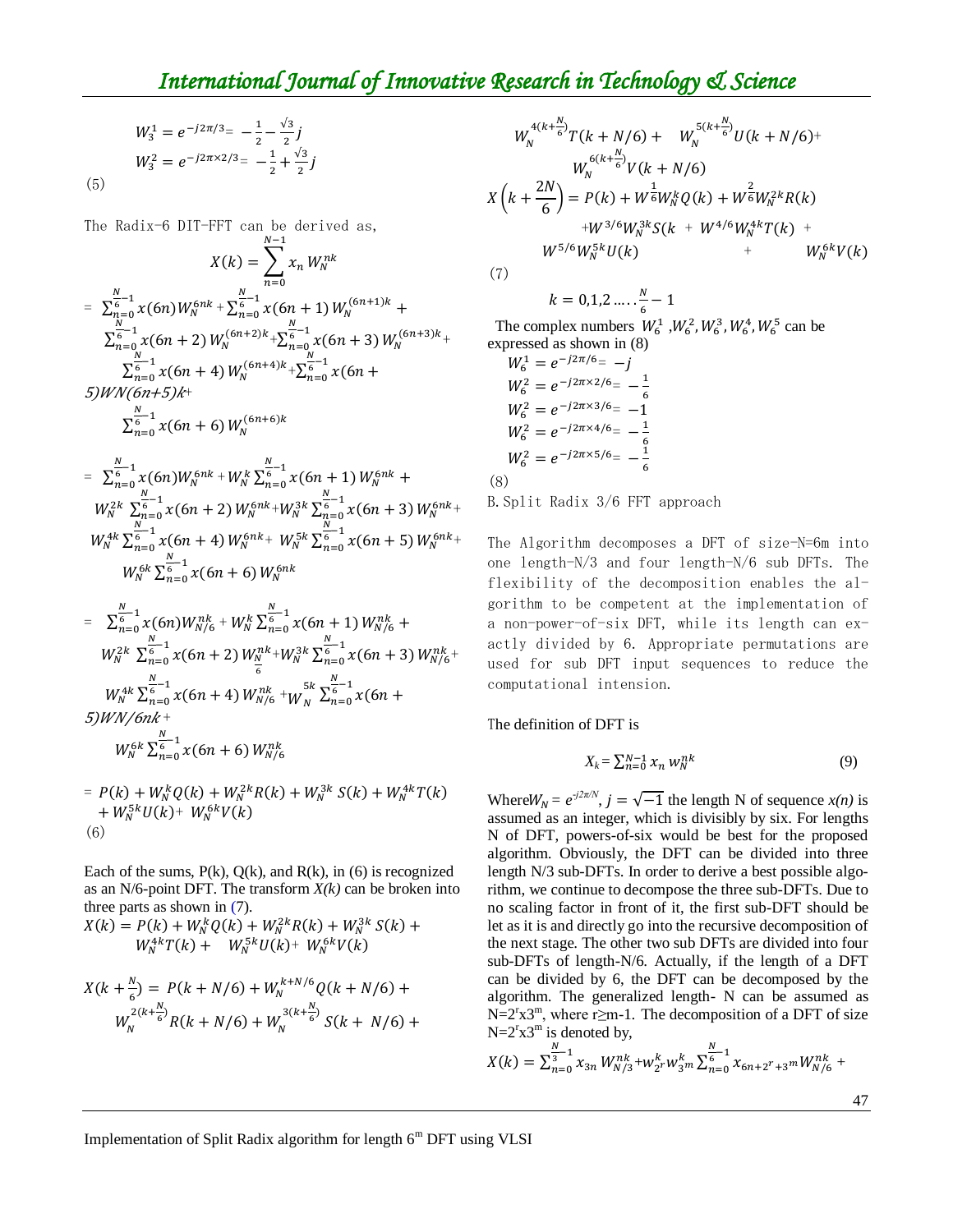$$W_3^1 = e^{-j2\pi/3} = -\frac{1}{2} - \frac{\sqrt{3}}{2}j$$
$$W_3^2 = e^{-j2\pi\times 2/3} = -\frac{1}{2} + \frac{\sqrt{3}}{2}j$$
(5)

The Radix-6 DIT-FFT can be derived as,

$$X(k) = \sum_{n=0}^{N-1} x_n W_N^{nk}$$

$$= \sum_{n=0}^{\frac{N}{6}-1} x(6n) W_N^{6nk} + \sum_{n=0}^{\frac{N}{6}-1} x(6n+1) W_N^{(6n+1)k} + \sum_{n=0}^{\frac{N}{6}-1} x(6n+2) W_N^{(6n+2)k} + \sum_{n=0}^{\frac{N}{6}-1} x(6n+3) W_N^{(6n+3)k} + \sum_{n=0}^{\frac{N}{6}-1} x(6n+4) W_N^{(6n+4)k} + \sum_{n=0}^{\frac{N}{6}-1} x(6n+5) W_N^{(6n+5)k} + \sum_{n=0}^{\frac{N}{6}-1} x(6n+6) W_N^{(6n+6)k}$$

$$= \sum_{n=0}^{\frac{N}{6}-1} x(6n) W_N^{6nk} + W_N^k \sum_{n=0}^{\frac{N}{6}-1} x(6n+1) W_N^{6nk} + W_N^{2k} \sum_{n=0}^{\frac{N}{6}-1} x(6n+2) W_N^{6nk} + W_N^{3k} \sum_{n=0}^{\frac{N}{6}-1} x(6n+3) W_N^{6nk} + W_N^{4k} \sum_{n=0}^{\frac{N}{6}-1} x(6n+4) W_N^{6nk} + W_N^{5k} \sum_{n=0}^{\frac{N}{6}-1} x(6n+5) W_N^{6nk} + W_N^{6k} \sum_{n=0}^{\frac{N}{6}-1} x(6n+6) W_N^{6nk}$$

$$= \sum_{n=0}^{\frac{N}{6}-1} x(6n) W_{N/6}^{nk} + W_N^k \sum_{n=0}^{\frac{N}{6}-1} x(6n+1) W_{N/6}^{nk} + W_N^{2k} \sum_{n=0}^{\frac{N}{6}-1} x(6n+2) W_{\frac{N}{6}}^{nk} + W_N^{3k} \sum_{n=0}^{\frac{N}{6}-1} x(6n+3) W_{N/6}^{nk} + W_N^{4k} \sum_{n=0}^{\frac{N}{6}-1} x(6n+4) W_{N/6}^{nk} + W_N^{5k} \sum_{n=0}^{\frac{N}{6}-1} x(6n+5) W_{N/6}^{nk} + W_N^{6k} \sum_{n=0}^{\frac{N}{6}-1} x(6n+6) W_{N/6}^{nk}$$

$$= P(k) + W_N^k Q(k) + W_N^{2k} R(k) + W_N^{3k} S(k) + W_N^{4k} T(k) + W_N^{5k} U(k) + W_N^{6k} V(k)$$
(6)

Each of the sums, P(k), Q(k), and R(k), in (6) is recognized as an N/6-point DFT. The transform $X(k)$ can be broken into three parts as shown in (7).

$$X(k) = P(k) + W_N^k Q(k) + W_N^{2k} R(k) + W_N^{3k} S(k) + W_N^{4k} T(k) + W_N^{5k} U(k) + W_N^{6k} V(k)$$

$$X(k + \tfrac{N}{6}) = P(k + N/6) + W_N^{k+N/6} Q(k + N/6) + W_N^{2(k+\frac{N}{6})} R(k + N/6) + W_N^{3(k+\frac{N}{6})} S(k + N/6) + W_N^{4(k+\frac{N}{6})} T(k + N/6) + W_N^{5(k+\frac{N}{6})} U(k + N/6) + W_N^{6(k+\frac{N}{6})} V(k + N/6)$$

$$X\left(k + \frac{2N}{6}\right) = P(k) + W^{\frac{1}{6}} W_N^k Q(k) + W^{\frac{2}{6}} W_N^{2k} R(k) + W^{3/6} W_N^{3k} S(k + W^{4/6} W_N^{4k} T(k) + W^{5/6} W_N^{5k} U(k) + W_N^{6k} V(k)$$
(7)

$$k = 0,1,2 \ldots.. \frac{N}{6} - 1$$

The complex numbers $W_6^1, W_6^2, W_6^3, W_6^4, W_6^5$ can be expressed as shown in (8)

$$W_6^1 = e^{-j2\pi/6} = -j$$
$$W_6^2 = e^{-j2\pi\times 2/6} = -\frac{1}{6}$$
$$W_6^2 = e^{-j2\pi\times 3/6} = -1$$
$$W_6^2 = e^{-j2\pi\times 4/6} = -\frac{1}{6}$$
$$W_6^2 = e^{-j2\pi\times 5/6} = -\frac{1}{6}$$
(8)

### B. Split Radix 3/6 FFT approach

The Algorithm decomposes a DFT of size-N=6m into one length-N/3 and four length-N/6 sub DFTs. The flexibility of the decomposition enables the algorithm to be competent at the implementation of a non-power-of-six DFT, while its length can exactly divided by 6. Appropriate permutations are used for sub DFT input sequences to reduce the computational intension.

The definition of DFT is

$$X_k = \sum_{n=0}^{N-1} x_n w_N^{nk} \tag{9}$$

Where$W_N = e^{-j2\pi/N}$, $j = \sqrt{-1}$ the length N of sequence $x(n)$ is assumed as an integer, which is divisibly by six. For lengths N of DFT, powers-of-six would be best for the proposed algorithm. Obviously, the DFT can be divided into three length N/3 sub-DFTs. In order to derive a best possible algorithm, we continue to decompose the three sub-DFTs. Due to no scaling factor in front of it, the first sub-DFT should be let as it is and directly go into the recursive decomposition of the next stage. The other two sub DFTs are divided into four sub-DFTs of length-N/6. Actually, if the length of a DFT can be divided by 6, the DFT can be decomposed by the algorithm. The generalized length- N can be assumed as $N=2^r x 3^m$, where $r \geq m-1$. The decomposition of a DFT of size $N=2^r x 3^m$ is denoted by,

$$X(k) = \sum_{n=0}^{\frac{N}{3}-1} x_{3n} W_{N/3}^{nk} + w_{2^r}^k w_{3^m}^k \sum_{n=0}^{\frac{N}{6}-1} x_{6n+2^r+3^m} W_{N/6}^{nk} +$$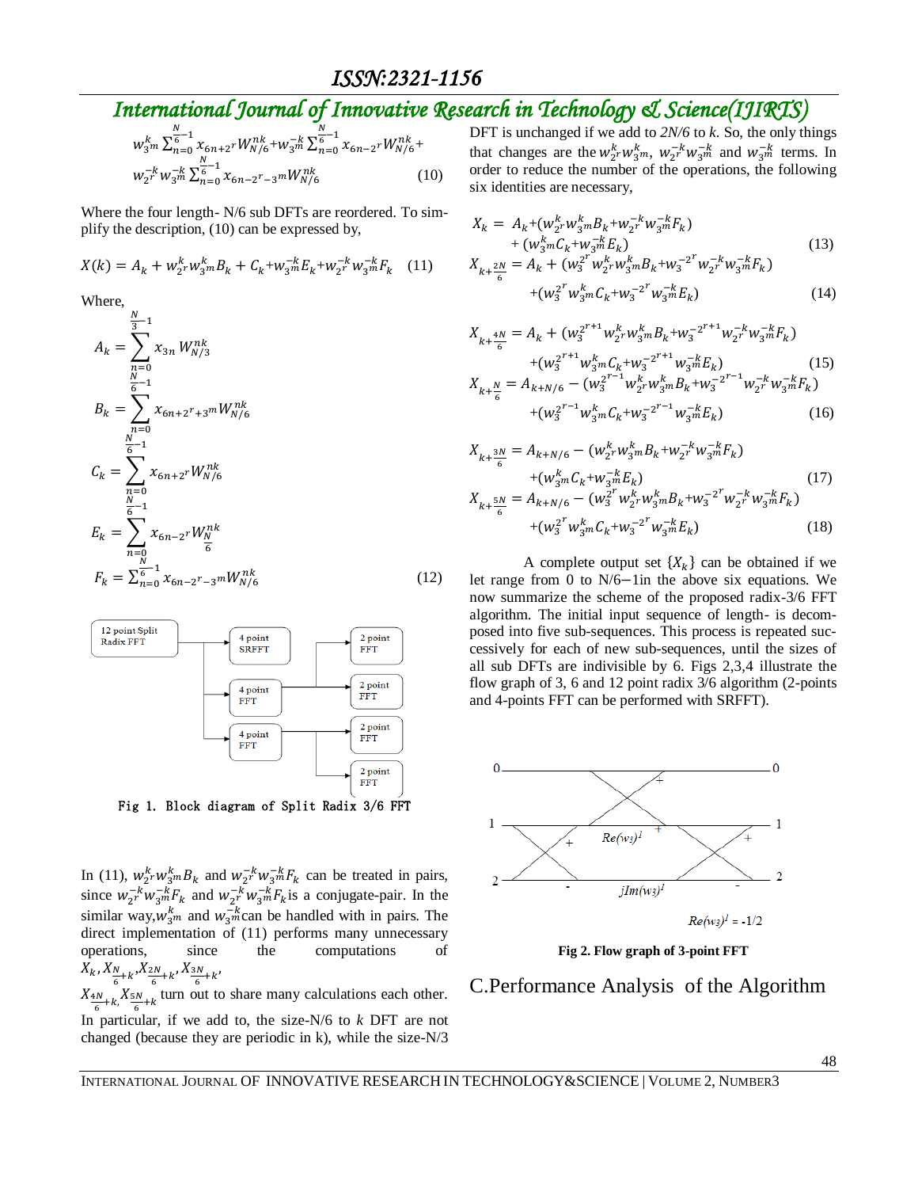$$w_{3^m}^{k}\sum_{n=0}^{\frac{N}{6}-1}x_{6n+2^r}W_{N/6}^{nk}+w_{3^m}^{-k}\sum_{n=0}^{\frac{N}{6}-1}x_{6n-2^r}W_{N/6}^{nk}+$$
$$w_{2^r}^{-k}w_{3^m}^{-k}\sum_{n=0}^{\frac{N}{6}-1}x_{6n-2^r-3^m}W_{N/6}^{nk} \quad (10)$$

Where the four length- N/6 sub DFTs are reordered. To simplify the description, (10) can be expressed by,

$$X(k)=A_k+w_{2^r}^{k}w_{3^m}^{k}B_k+C_k+w_{3^m}^{-k}E_k+w_{2^r}^{-k}w_{3^m}^{-k}F_k \quad (11)$$

Where,

$$A_k=\sum_{n=0}^{\frac{N}{3}-1}x_{3n}W_{N/3}^{nk}$$

$$B_k=\sum_{n=0}^{\frac{N}{6}-1}x_{6n+2^r+3^m}W_{N/6}^{nk}$$

$$C_k=\sum_{n=0}^{\frac{N}{6}-1}x_{6n+2^r}W_{N/6}^{nk}$$

$$E_k=\sum_{n=0}^{\frac{N}{6}-1}x_{6n-2^r}W_{\frac{N}{6}}^{nk}$$

$$F_k=\sum_{n=0}^{\frac{N}{6}-1}x_{6n-2^r-3^m}W_{N/6}^{nk} \quad (12)$$

Fig 1. Block diagram of Split Radix 3/6 FFT

In (11), $w_{2^r}^{k}w_{3^m}^{k}B_k$ and $w_{2^r}^{-k}w_{3^m}^{-k}F_k$ can be treated in pairs, since $w_{2^r}^{-k}w_{3^m}^{-k}F_k$ and $w_{2^r}^{-k}w_{3^m}^{-k}F_k$ is a conjugate-pair. In the similar way, $w_{3^m}^{k}$ and $w_{3^m}^{-k}$ can be handled with in pairs. The direct implementation of (11) performs many unnecessary operations, since the computations of $X_k, X_{\frac{N}{6}+k}, X_{\frac{2N}{6}+k}, X_{\frac{3N}{6}+k}, X_{\frac{4N}{6}+k}, X_{\frac{5N}{6}+k}$ turn out to share many calculations each other. In particular, if we add to, the size-N/6 to *k* DFT are not changed (because they are periodic in k), while the size-N/3 DFT is unchanged if we add to *2N/6* to *k*. So, the only things that changes are the $w_{2^r}^{k}w_{3^m}^{k}$, $w_{2^r}^{-k}w_{3^m}^{-k}$ and $w_{3^m}^{-k}$ terms. In order to reduce the number of the operations, the following six identities are necessary,

$$X_k=A_k+(w_{2^r}^{k}w_{3^m}^{k}B_k+w_{2^r}^{-k}w_{3^m}^{-k}F_k)+(w_{3^m}^{k}C_k+w_{3^m}^{-k}E_k) \quad (13)$$

$$X_{k+\frac{2N}{6}}=A_k+(w_3^{2^r}w_{2^r}^{k}w_{3^m}^{k}B_k+w_3^{-2^r}w_{2^r}^{-k}w_{3^m}^{-k}F_k)+(w_3^{2^r}w_{3^m}^{k}C_k+w_3^{-2^r}w_{3^m}^{-k}E_k) \quad (14)$$

$$X_{k+\frac{4N}{6}}=A_k+(w_3^{2^{r+1}}w_{2^r}^{k}w_{3^m}^{k}B_k+w_3^{-2^{r+1}}w_{2^r}^{-k}w_{3^m}^{-k}F_k)+(w_3^{2^{r+1}}w_{3^m}^{k}C_k+w_3^{-2^{r+1}}w_{3^m}^{-k}E_k) \quad (15)$$

$$X_{k+\frac{N}{6}}=A_{k+N/6}-(w_3^{2^{r-1}}w_{2^r}^{k}w_{3^m}^{k}B_k+w_3^{-2^{r-1}}w_{2^r}^{-k}w_{3^m}^{-k}F_k)+(w_3^{2^{r-1}}w_{3^m}^{k}C_k+w_3^{-2^{r-1}}w_{3^m}^{-k}E_k) \quad (16)$$

$$X_{k+\frac{3N}{6}}=A_{k+N/6}-(w_{2^r}^{k}w_{3^m}^{k}B_k+w_{2^r}^{-k}w_{3^m}^{-k}F_k)+(w_{3^m}^{k}C_k+w_{3^m}^{-k}E_k) \quad (17)$$

$$X_{k+\frac{5N}{6}}=A_{k+N/6}-(w_3^{2^r}w_{2^r}^{k}w_{3^m}^{k}B_k+w_3^{-2^r}w_{2^r}^{-k}w_{3^m}^{-k}F_k)+(w_3^{2^r}w_{3^m}^{k}C_k+w_3^{-2^r}w_{3^m}^{-k}E_k) \quad (18)$$

A complete output set $\{X_k\}$ can be obtained if we let range from 0 to N/6−1in the above six equations. We now summarize the scheme of the proposed radix-3/6 FFT algorithm. The initial input sequence of length- is decomposed into five sub-sequences. This process is repeated successively for each of new sub-sequences, until the sizes of all sub DFTs are indivisible by 6. Figs 2,3,4 illustrate the flow graph of 3, 6 and 12 point radix 3/6 algorithm (2-points and 4-points FFT can be performed with SRFFT).

**Fig 2. Flow graph of 3-point FFT**

## C.Performance Analysis of the Algorithm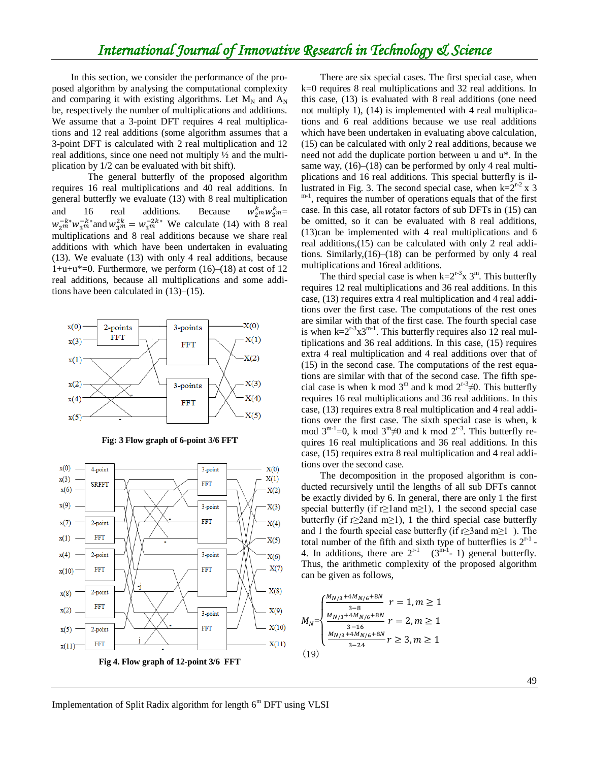In this section, we consider the performance of the proposed algorithm by analysing the computational complexity and comparing it with existing algorithms. Let $M_N$ and $A_N$ be, respectively the number of multiplications and additions. We assume that a 3-point DFT requires 4 real multiplications and 12 real additions (some algorithm assumes that a 3-point DFT is calculated with 2 real multiplication and 12 real additions, since one need not multiply ½ and the multiplication by 1/2 can be evaluated with bit shift).

The general butterfly of the proposed algorithm requires 16 real multiplications and 40 real additions. In general butterfly we evaluate (13) with 8 real multiplication and 16 real additions. Because $w_{2^m}^{k} w_{3^m}^{k} = w_{2^m}^{-k*} w_{3^m}^{-k*}$ and $w_{3^m}^{2k} = w_{3^m}^{-2k*}$ We calculate (14) with 8 real multiplications and 8 real additions because we share real additions with which have been undertaken in evaluating (13). We evaluate (13) with only 4 real additions, because 1+u+u*=0. Furthermore, we perform (16)–(18) at cost of 12 real additions, because all multiplications and some additions have been calculated in (13)–(15).

**Fig: 3 Flow graph of 6-point 3/6 FFT**

**Fig 4. Flow graph of 12-point 3/6 FFT**

There are six special cases. The first special case, when k=0 requires 8 real multiplications and 32 real additions. In this case, (13) is evaluated with 8 real additions (one need not multiply 1), (14) is implemented with 4 real multiplications and 6 real additions because we use real additions which have been undertaken in evaluating above calculation, (15) can be calculated with only 2 real additions, because we need not add the duplicate portion between u and u*. In the same way, (16)–(18) can be performed by only 4 real multiplications and 16 real additions. This special butterfly is illustrated in Fig. 3. The second special case, when $k=2^{r-2} \times 3^{m-1}$, requires the number of operations equals that of the first case. In this case, all rotator factors of sub DFTs in (15) can be omitted, so it can be evaluated with 8 real additions, (13)can be implemented with 4 real multiplications and 6 real additions,(15) can be calculated with only 2 real additions. Similarly,(16)–(18) can be performed by only 4 real multiplications and 16real additions.

The third special case is when $k=2^{r-3} \times 3^{m}$. This butterfly requires 12 real multiplications and 36 real additions. In this case, (13) requires extra 4 real multiplication and 4 real additions over the first case. The computations of the rest ones are similar with that of the first case. The fourth special case is when $k=2^{r-3} \times 3^{m-1}$. This butterfly requires also 12 real multiplications and 36 real additions. In this case, (15) requires extra 4 real multiplication and 4 real additions over that of (15) in the second case. The computations of the rest equations are similar with that of the second case. The fifth special case is when k mod $3^m$ and k mod $2^{r-3} \neq 0$. This butterfly requires 16 real multiplications and 36 real additions. In this case, (13) requires extra 8 real multiplication and 4 real additions over the first case. The sixth special case is when, k mod $3^{m-1}=0$, k mod $3^m \neq 0$ and k mod $2^{r-3}$. This butterfly requires 16 real multiplications and 36 real additions. In this case, (15) requires extra 8 real multiplication and 4 real additions over the second case.

The decomposition in the proposed algorithm is conducted recursively until the lengths of all sub DFTs cannot be exactly divided by 6. In general, there are only 1 the first special butterfly (if r≥1and m≥1), 1 the second special case butterfly (if r≥2and m≥1), 1 the third special case butterfly and 1 the fourth special case butterfly (if r≥3and m≥1 ). The total number of the fifth and sixth type of butterflies is $2^{r-1}$ - 4. In additions, there are $2^{r-1}$ $(3^{m-1}-1)$ general butterfly. Thus, the arithmetic complexity of the proposed algorithm can be given as follows,

$$M_N = \begin{cases} \dfrac{M_{N/3}+4M_{N/6}+8N}{3-8} & r=1, m \geq 1 \\ \dfrac{M_{N/3}+4M_{N/6}+8N}{3-16} & r=2, m \geq 1 \\ \dfrac{M_{N/3}+4M_{N/6}+8N}{3-24} & r \geq 3, m \geq 1 \end{cases}$$

(19)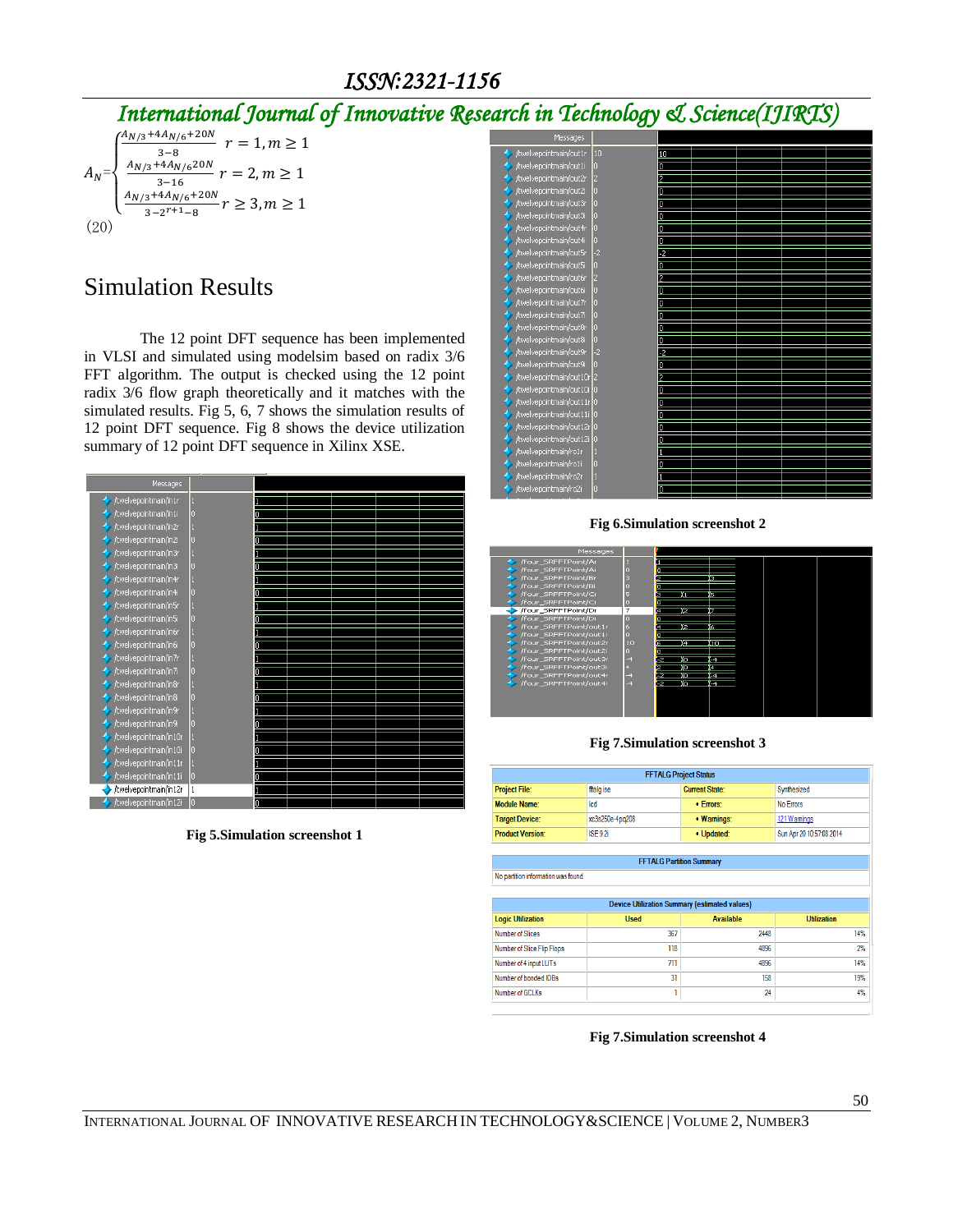$$
A_N = \begin{cases} \frac{A_{N/3}+4A_{N/6}+20N}{3-8} & r=1, m \geq 1 \\ \frac{A_{N/3}+4A_{N/6}20N}{3-16} & r=2, m \geq 1 \\ \frac{A_{N/3}+4A_{N/6}+20N}{3-2^{r+1}-8} & r \geq 3, m \geq 1 \end{cases}
$$

(20)

## Simulation Results

The 12 point DFT sequence has been implemented in VLSI and simulated using modelsim based on radix 3/6 FFT algorithm. The output is checked using the 12 point radix 3/6 flow graph theoretically and it matches with the simulated results. Fig 5, 6, 7 shows the simulation results of 12 point DFT sequence. Fig 8 shows the device utilization summary of 12 point DFT sequence in Xilinx XSE.

**Fig 5.Simulation screenshot 1**

**Fig 6.Simulation screenshot 2**

**Fig 7.Simulation screenshot 3**

| FFTALG Project Status | | | |
|---|---|---|---|
| Project File: | fftalg.ise | Current State: | Synthesized |
| Module Name: | lcd | • Errors: | No Errors |
| Target Device: | xc3s250e-4pq208 | • Warnings: | 121 Warnings |
| Product Version: | ISE 9.2i | • Updated: | Sun Apr 20 10:57:08 2014 |

| FFTALG Partition Summary |
|---|
| No partition information was found. |

| Device Utilization Summary (estimated values) | | | |
|---|---|---|---|
| Logic Utilization | Used | Available | Utilization |
| Number of Slices | 367 | 2448 | 14% |
| Number of Slice Flip Flops | 118 | 4896 | 2% |
| Number of 4 input LUTs | 711 | 4896 | 14% |
| Number of bonded IOBs | 31 | 158 | 19% |
| Number of GCLKs | 1 | 24 | 4% |

**Fig 7.Simulation screenshot 4**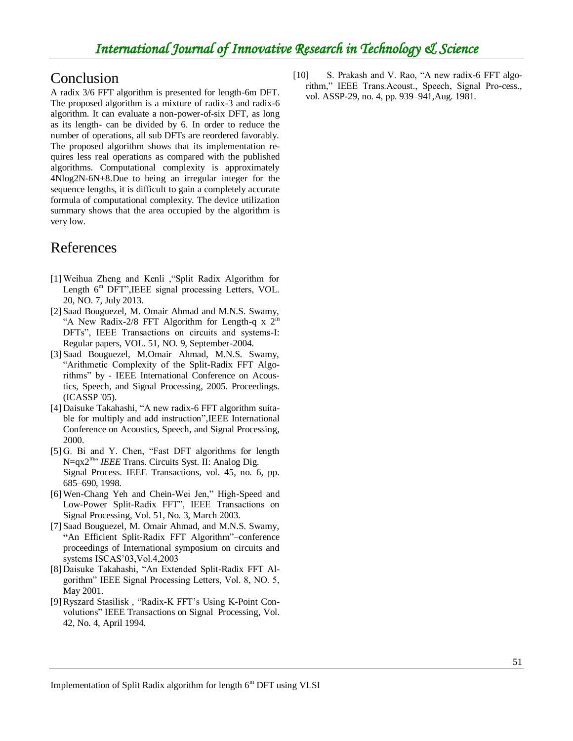## Conclusion

A radix 3/6 FFT algorithm is presented for length-6m DFT. The proposed algorithm is a mixture of radix-3 and radix-6 algorithm. It can evaluate a non-power-of-six DFT, as long as its length- can be divided by 6. In order to reduce the number of operations, all sub DFTs are reordered favorably. The proposed algorithm shows that its implementation requires less real operations as compared with the published algorithms. Computational complexity is approximately 4Nlog2N-6N+8.Due to being an irregular integer for the sequence lengths, it is difficult to gain a completely accurate formula of computational complexity. The device utilization summary shows that the area occupied by the algorithm is very low.

## References

[1] Weihua Zheng and Kenli ,"Split Radix Algorithm for Length $6^m$ DFT",IEEE signal processing Letters, VOL. 20, NO. 7, July 2013.

[2] Saad Bouguezel, M. Omair Ahmad and M.N.S. Swamy, "A New Radix-2/8 FFT Algorithm for Length-q x $2^m$ DFTs", IEEE Transactions on circuits and systems-I: Regular papers, VOL. 51, NO. 9, September-2004.

[3] Saad Bouguezel, M.Omair Ahmad, M.N.S. Swamy, "Arithmetic Complexity of the Split-Radix FFT Algorithms" by - IEEE International Conference on Acoustics, Speech, and Signal Processing, 2005. Proceedings. (ICASSP '05).

[4] Daisuke Takahashi, "A new radix-6 FFT algorithm suitable for multiply and add instruction",IEEE International Conference on Acoustics, Speech, and Signal Processing, 2000.

[5] G. Bi and Y. Chen, "Fast DFT algorithms for length N=q$\times 2^m$" *IEEE* Trans. Circuits Syst. II: Analog Dig. Signal Process. IEEE Transactions, vol. 45, no. 6, pp. 685–690, 1998.

[6] Wen-Chang Yeh and Chein-Wei Jen," High-Speed and Low-Power Split-Radix FFT", IEEE Transactions on Signal Processing, Vol. 51, No. 3, March 2003.

[7] Saad Bouguezel, M. Omair Ahmad, and M.N.S. Swamy, **"**An Efficient Split-Radix FFT Algorithm"–conference proceedings of International symposium on circuits and systems ISCAS'03,Vol.4,2003

[8] Daisuke Takahashi, "An Extended Split-Radix FFT Algorithm" IEEE Signal Processing Letters, Vol. 8, NO. 5, May 2001.

[9] Ryszard Stasilisk , "Radix-K FFT's Using K-Point Convolutions" IEEE Transactions on Signal Processing, Vol. 42, No. 4, April 1994.

[10] S. Prakash and V. Rao, "A new radix-6 FFT algorithm," IEEE Trans.Acoust., Speech, Signal Pro-cess., vol. ASSP-29, no. 4, pp. 939–941,Aug. 1981.